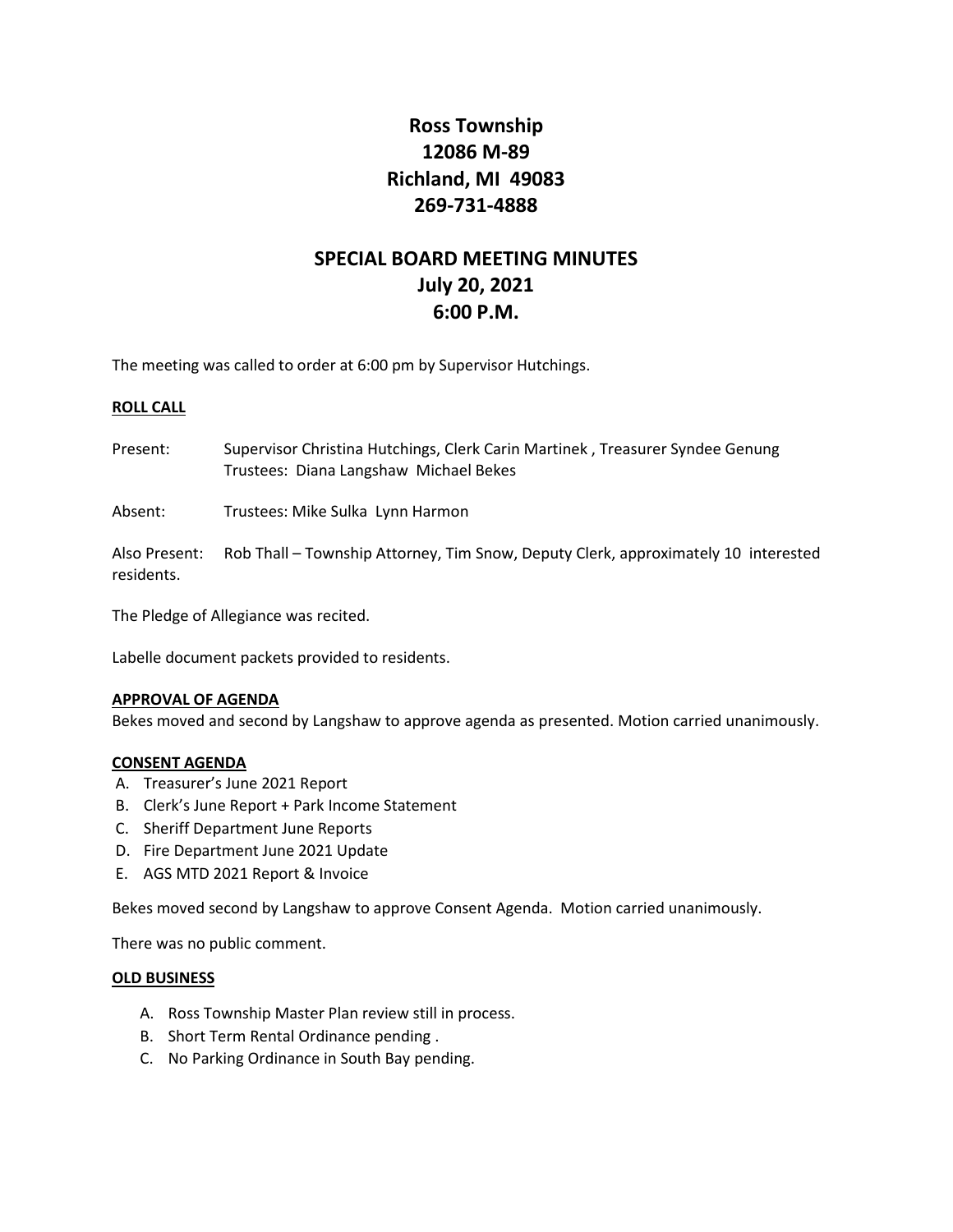# Ross Township
# 12086 M-89
# Richland, MI 49083
# 269-731-4888

## SPECIAL BOARD MEETING MINUTES
## July 20, 2021
## 6:00 P.M.

The meeting was called to order at 6:00 pm by Supervisor Hutchings.

**ROLL CALL**

Present: Supervisor Christina Hutchings, Clerk Carin Martinek , Treasurer Syndee Genung Trustees: Diana Langshaw Michael Bekes

Absent: Trustees: Mike Sulka Lynn Harmon

Also Present: Rob Thall – Township Attorney, Tim Snow, Deputy Clerk, approximately 10 interested residents.

The Pledge of Allegiance was recited.

Labelle document packets provided to residents.

**APPROVAL OF AGENDA**

Bekes moved and second by Langshaw to approve agenda as presented. Motion carried unanimously.

**CONSENT AGENDA**

A. Treasurer's June 2021 Report
B. Clerk's June Report + Park Income Statement
C. Sheriff Department June Reports
D. Fire Department June 2021 Update
E. AGS MTD 2021 Report & Invoice

Bekes moved second by Langshaw to approve Consent Agenda. Motion carried unanimously.

There was no public comment.

**OLD BUSINESS**

A. Ross Township Master Plan review still in process.
B. Short Term Rental Ordinance pending .
C. No Parking Ordinance in South Bay pending.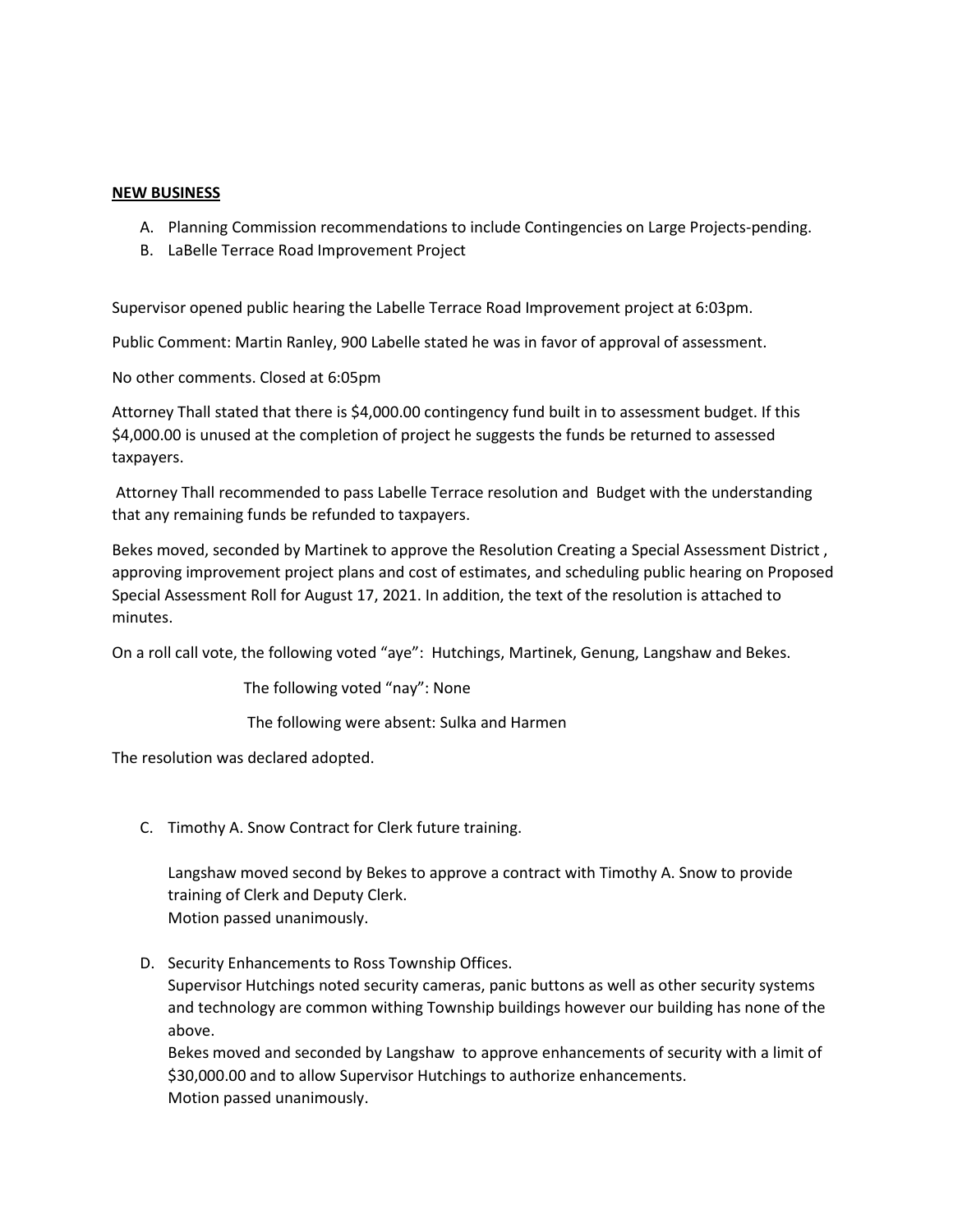**NEW BUSINESS**

A. Planning Commission recommendations to include Contingencies on Large Projects-pending.
B. LaBelle Terrace Road Improvement Project

Supervisor opened public hearing the Labelle Terrace Road Improvement project at 6:03pm.

Public Comment: Martin Ranley, 900 Labelle stated he was in favor of approval of assessment.

No other comments. Closed at 6:05pm

Attorney Thall stated that there is $4,000.00 contingency fund built in to assessment budget. If this $4,000.00 is unused at the completion of project he suggests the funds be returned to assessed taxpayers.

Attorney Thall recommended to pass Labelle Terrace resolution and Budget with the understanding that any remaining funds be refunded to taxpayers.

Bekes moved, seconded by Martinek to approve the Resolution Creating a Special Assessment District , approving improvement project plans and cost of estimates, and scheduling public hearing on Proposed Special Assessment Roll for August 17, 2021. In addition, the text of the resolution is attached to minutes.

On a roll call vote, the following voted "aye": Hutchings, Martinek, Genung, Langshaw and Bekes.

The following voted "nay": None

The following were absent: Sulka and Harmen

The resolution was declared adopted.

C. Timothy A. Snow Contract for Clerk future training.

   Langshaw moved second by Bekes to approve a contract with Timothy A. Snow to provide training of Clerk and Deputy Clerk.
   Motion passed unanimously.

D. Security Enhancements to Ross Township Offices.
   Supervisor Hutchings noted security cameras, panic buttons as well as other security systems and technology are common withing Township buildings however our building has none of the above.
   Bekes moved and seconded by Langshaw to approve enhancements of security with a limit of $30,000.00 and to allow Supervisor Hutchings to authorize enhancements.
   Motion passed unanimously.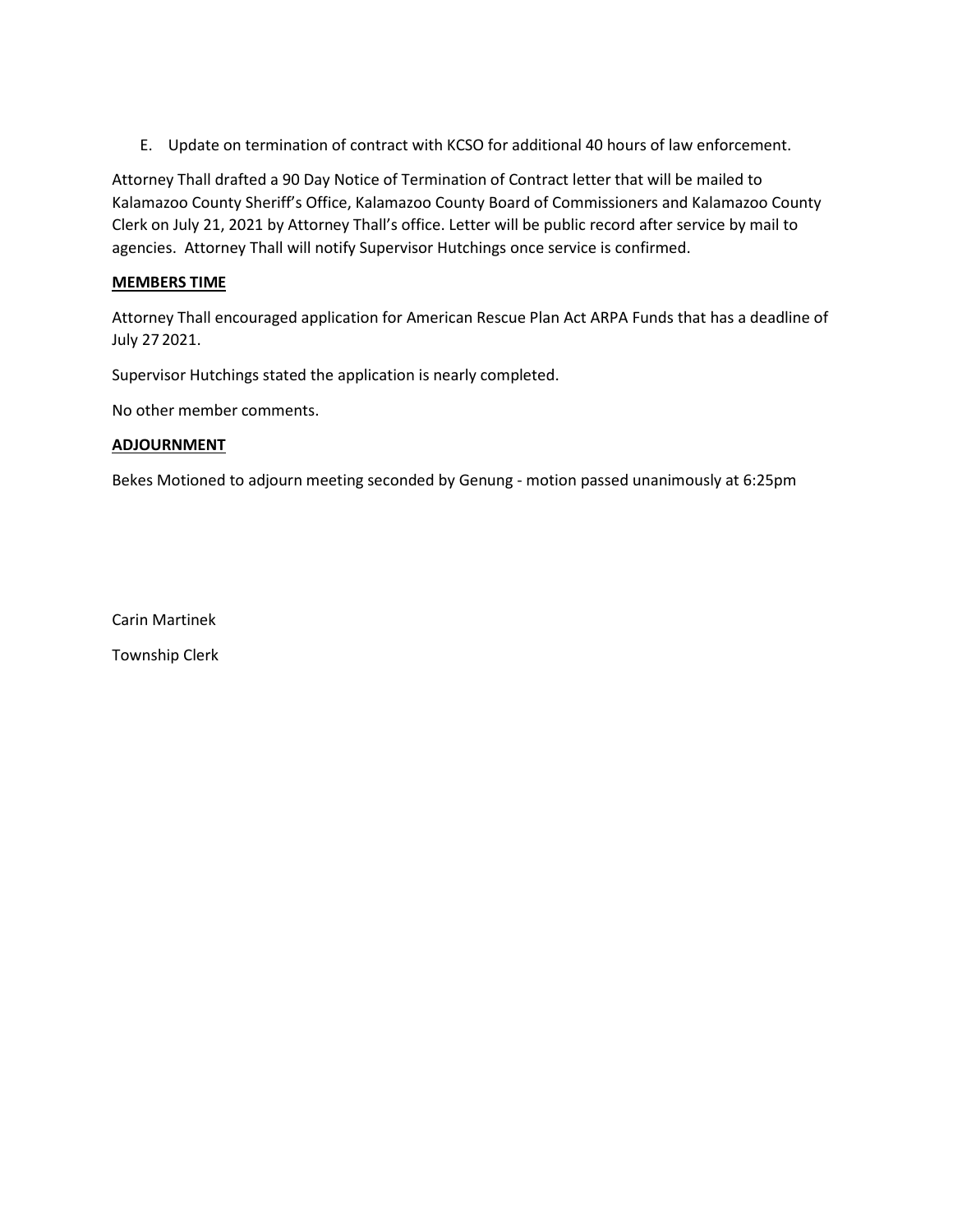E. Update on termination of contract with KCSO for additional 40 hours of law enforcement.

Attorney Thall drafted a 90 Day Notice of Termination of Contract letter that will be mailed to Kalamazoo County Sheriff's Office, Kalamazoo County Board of Commissioners and Kalamazoo County Clerk on July 21, 2021 by Attorney Thall's office. Letter will be public record after service by mail to agencies. Attorney Thall will notify Supervisor Hutchings once service is confirmed.

**MEMBERS TIME**

Attorney Thall encouraged application for American Rescue Plan Act ARPA Funds that has a deadline of July 27 2021.

Supervisor Hutchings stated the application is nearly completed.

No other member comments.

**ADJOURNMENT**

Bekes Motioned to adjourn meeting seconded by Genung - motion passed unanimously at 6:25pm

Carin Martinek

Township Clerk